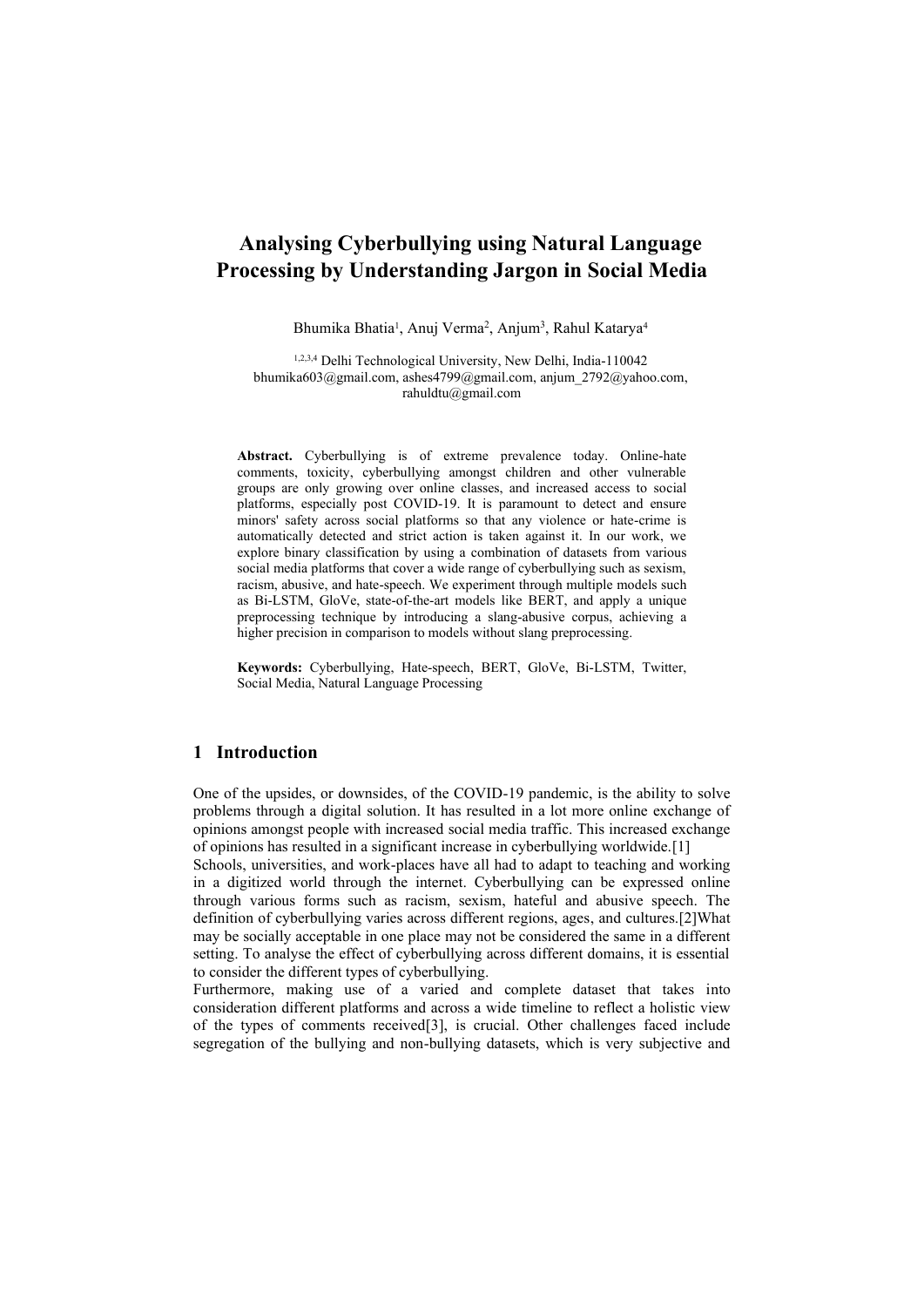# Analysing Cyberbullying using Natural Language Processing by Understanding Jargon in Social Media

Bhumika Bhatia[1], Anuj Verma[2], Anjum[3], Rahul Katarya[4]

[1,2,3,4] Delhi Technological University, New Delhi, India-110042
bhumika603@gmail.com, ashes4799@gmail.com, anjum_2792@yahoo.com, rahuldtu@gmail.com

**Abstract.** Cyberbullying is of extreme prevalence today. Online-hate comments, toxicity, cyberbullying amongst children and other vulnerable groups are only growing over online classes, and increased access to social platforms, especially post COVID-19. It is paramount to detect and ensure minors' safety across social platforms so that any violence or hate-crime is automatically detected and strict action is taken against it. In our work, we explore binary classification by using a combination of datasets from various social media platforms that cover a wide range of cyberbullying such as sexism, racism, abusive, and hate-speech. We experiment through multiple models such as Bi-LSTM, GloVe, state-of-the-art models like BERT, and apply a unique preprocessing technique by introducing a slang-abusive corpus, achieving a higher precision in comparison to models without slang preprocessing.

**Keywords:** Cyberbullying, Hate-speech, BERT, GloVe, Bi-LSTM, Twitter, Social Media, Natural Language Processing

## 1 Introduction

One of the upsides, or downsides, of the COVID-19 pandemic, is the ability to solve problems through a digital solution. It has resulted in a lot more online exchange of opinions amongst people with increased social media traffic. This increased exchange of opinions has resulted in a significant increase in cyberbullying worldwide.[1]

Schools, universities, and work-places have all had to adapt to teaching and working in a digitized world through the internet. Cyberbullying can be expressed online through various forms such as racism, sexism, hateful and abusive speech. The definition of cyberbullying varies across different regions, ages, and cultures.[2]What may be socially acceptable in one place may not be considered the same in a different setting. To analyse the effect of cyberbullying across different domains, it is essential to consider the different types of cyberbullying.

Furthermore, making use of a varied and complete dataset that takes into consideration different platforms and across a wide timeline to reflect a holistic view of the types of comments received[3], is crucial. Other challenges faced include segregation of the bullying and non-bullying datasets, which is very subjective and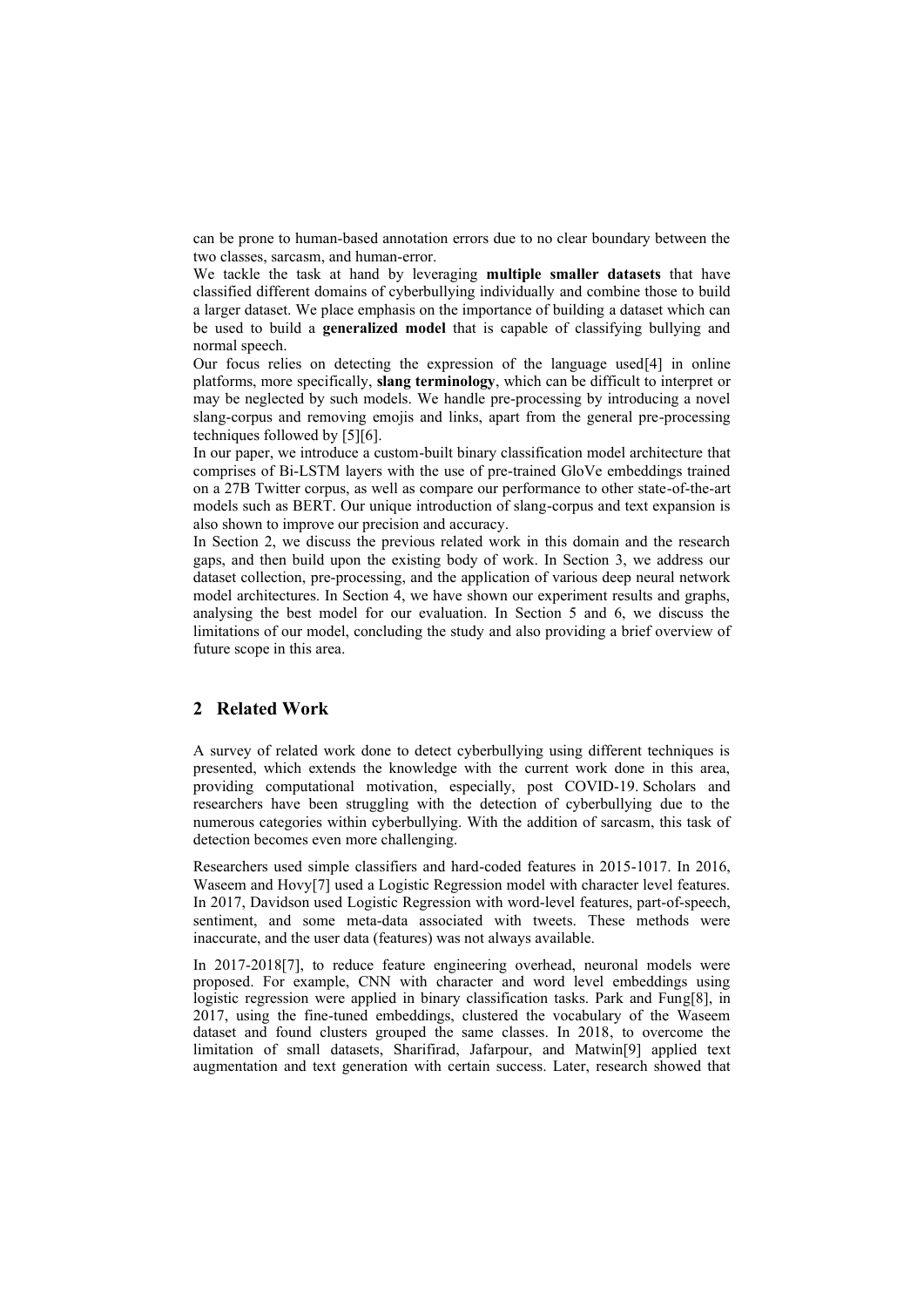can be prone to human-based annotation errors due to no clear boundary between the two classes, sarcasm, and human-error.

We tackle the task at hand by leveraging **multiple smaller datasets** that have classified different domains of cyberbullying individually and combine those to build a larger dataset. We place emphasis on the importance of building a dataset which can be used to build a **generalized model** that is capable of classifying bullying and normal speech.

Our focus relies on detecting the expression of the language used[4] in online platforms, more specifically, **slang terminology**, which can be difficult to interpret or may be neglected by such models. We handle pre-processing by introducing a novel slang-corpus and removing emojis and links, apart from the general pre-processing techniques followed by [5][6].

In our paper, we introduce a custom-built binary classification model architecture that comprises of Bi-LSTM layers with the use of pre-trained GloVe embeddings trained on a 27B Twitter corpus, as well as compare our performance to other state-of-the-art models such as BERT. Our unique introduction of slang-corpus and text expansion is also shown to improve our precision and accuracy.

In Section 2, we discuss the previous related work in this domain and the research gaps, and then build upon the existing body of work. In Section 3, we address our dataset collection, pre-processing, and the application of various deep neural network model architectures. In Section 4, we have shown our experiment results and graphs, analysing the best model for our evaluation. In Section 5 and 6, we discuss the limitations of our model, concluding the study and also providing a brief overview of future scope in this area.

## 2 Related Work

A survey of related work done to detect cyberbullying using different techniques is presented, which extends the knowledge with the current work done in this area, providing computational motivation, especially, post COVID-19. Scholars and researchers have been struggling with the detection of cyberbullying due to the numerous categories within cyberbullying. With the addition of sarcasm, this task of detection becomes even more challenging.

Researchers used simple classifiers and hard-coded features in 2015-1017. In 2016, Waseem and Hovy[7] used a Logistic Regression model with character level features. In 2017, Davidson used Logistic Regression with word-level features, part-of-speech, sentiment, and some meta-data associated with tweets. These methods were inaccurate, and the user data (features) was not always available.

In 2017-2018[7], to reduce feature engineering overhead, neuronal models were proposed. For example, CNN with character and word level embeddings using logistic regression were applied in binary classification tasks. Park and Fung[8], in 2017, using the fine-tuned embeddings, clustered the vocabulary of the Waseem dataset and found clusters grouped the same classes. In 2018, to overcome the limitation of small datasets, Sharifirad, Jafarpour, and Matwin[9] applied text augmentation and text generation with certain success. Later, research showed that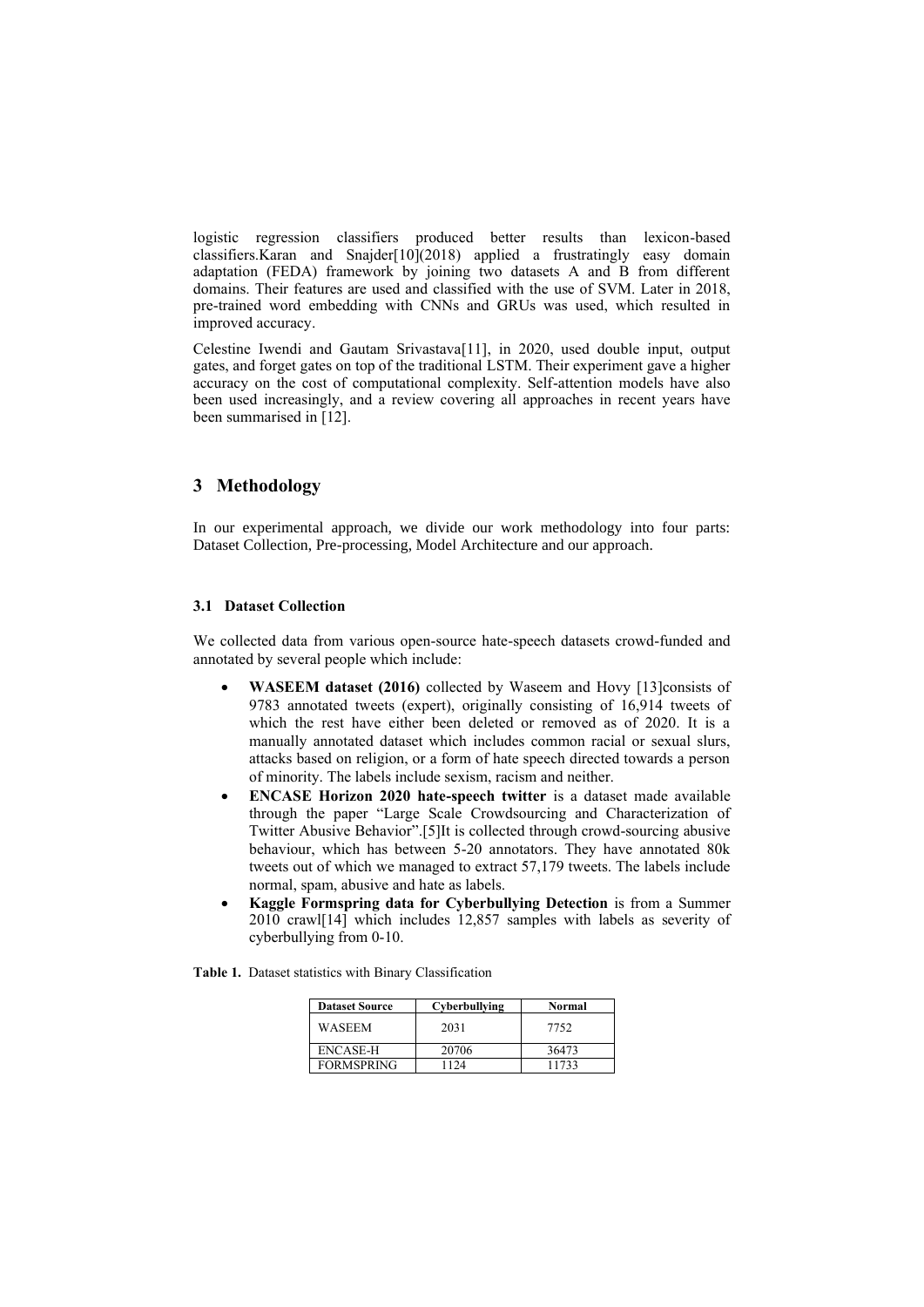logistic regression classifiers produced better results than lexicon-based classifiers.Karan and Snajder[10](2018) applied a frustratingly easy domain adaptation (FEDA) framework by joining two datasets A and B from different domains. Their features are used and classified with the use of SVM. Later in 2018, pre-trained word embedding with CNNs and GRUs was used, which resulted in improved accuracy.

Celestine Iwendi and Gautam Srivastava[11], in 2020, used double input, output gates, and forget gates on top of the traditional LSTM. Their experiment gave a higher accuracy on the cost of computational complexity. Self-attention models have also been used increasingly, and a review covering all approaches in recent years have been summarised in [12].

## 3 Methodology

In our experimental approach, we divide our work methodology into four parts: Dataset Collection, Pre-processing, Model Architecture and our approach.

### 3.1 Dataset Collection

We collected data from various open-source hate-speech datasets crowd-funded and annotated by several people which include:

- **WASEEM dataset (2016)** collected by Waseem and Hovy [13]consists of 9783 annotated tweets (expert), originally consisting of 16,914 tweets of which the rest have either been deleted or removed as of 2020. It is a manually annotated dataset which includes common racial or sexual slurs, attacks based on religion, or a form of hate speech directed towards a person of minority. The labels include sexism, racism and neither.
- **ENCASE Horizon 2020 hate-speech twitter** is a dataset made available through the paper "Large Scale Crowdsourcing and Characterization of Twitter Abusive Behavior".[5]It is collected through crowd-sourcing abusive behaviour, which has between 5-20 annotators. They have annotated 80k tweets out of which we managed to extract 57,179 tweets. The labels include normal, spam, abusive and hate as labels.
- **Kaggle Formspring data for Cyberbullying Detection** is from a Summer 2010 crawl[14] which includes 12,857 samples with labels as severity of cyberbullying from 0-10.

**Table 1.** Dataset statistics with Binary Classification

| Dataset Source | Cyberbullying | Normal |
|---|---|---|
| WASEEM | 2031 | 7752 |
| ENCASE-H | 20706 | 36473 |
| FORMSPRING | 1124 | 11733 |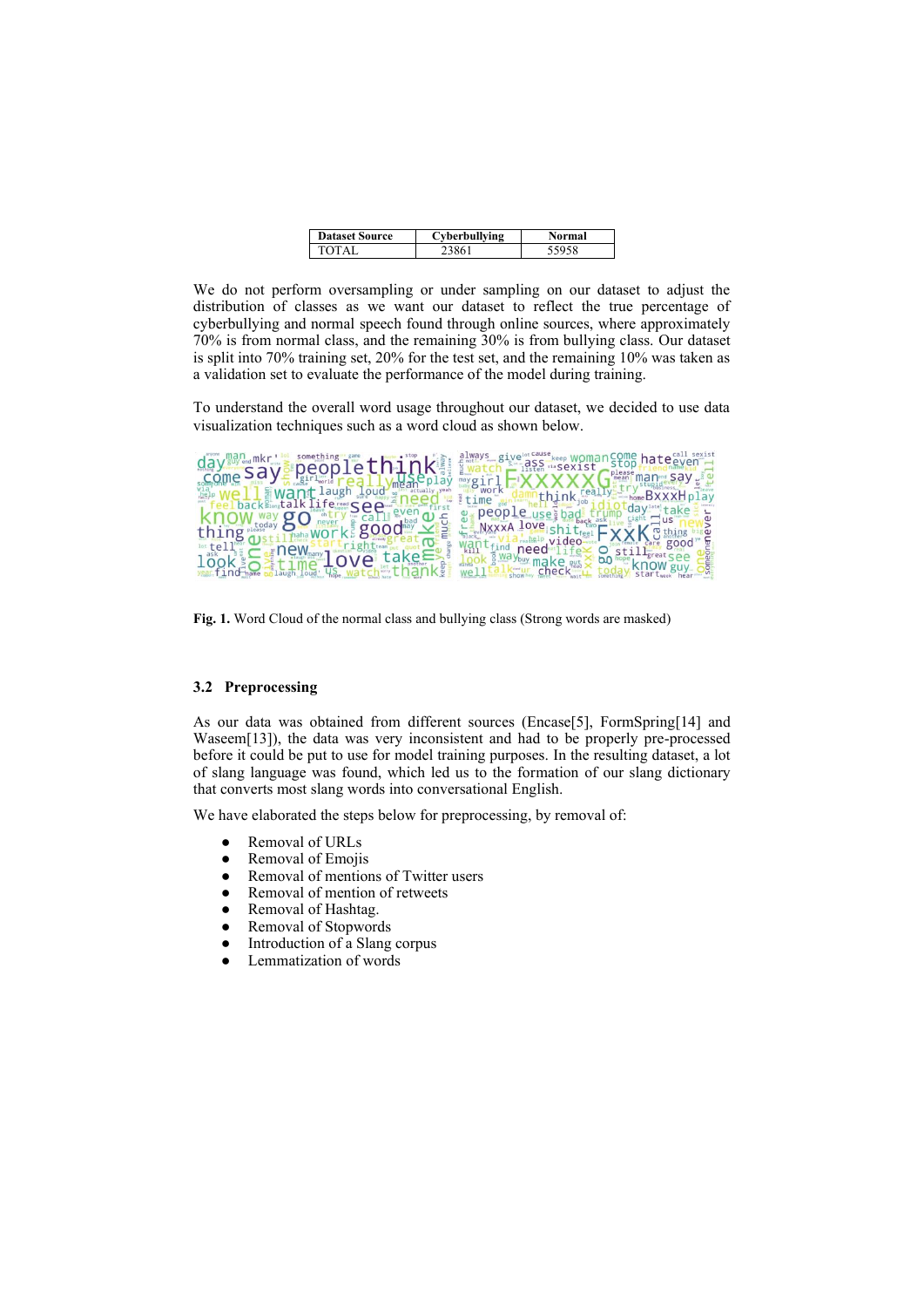| Dataset Source | Cyberbullying | Normal |
| --- | --- | --- |
| TOTAL | 23861 | 55958 |

We do not perform oversampling or under sampling on our dataset to adjust the distribution of classes as we want our dataset to reflect the true percentage of cyberbullying and normal speech found through online sources, where approximately 70% is from normal class, and the remaining 30% is from bullying class. Our dataset is split into 70% training set, 20% for the test set, and the remaining 10% was taken as a validation set to evaluate the performance of the model during training.

To understand the overall word usage throughout our dataset, we decided to use data visualization techniques such as a word cloud as shown below.

**Fig. 1.** Word Cloud of the normal class and bullying class (Strong words are masked)

### 3.2 Preprocessing

As our data was obtained from different sources (Encase[5], FormSpring[14] and Waseem[13]), the data was very inconsistent and had to be properly pre-processed before it could be put to use for model training purposes. In the resulting dataset, a lot of slang language was found, which led us to the formation of our slang dictionary that converts most slang words into conversational English.

We have elaborated the steps below for preprocessing, by removal of:

- Removal of URLs
- Removal of Emojis
- Removal of mentions of Twitter users
- Removal of mention of retweets
- Removal of Hashtag.
- Removal of Stopwords
- Introduction of a Slang corpus
- Lemmatization of words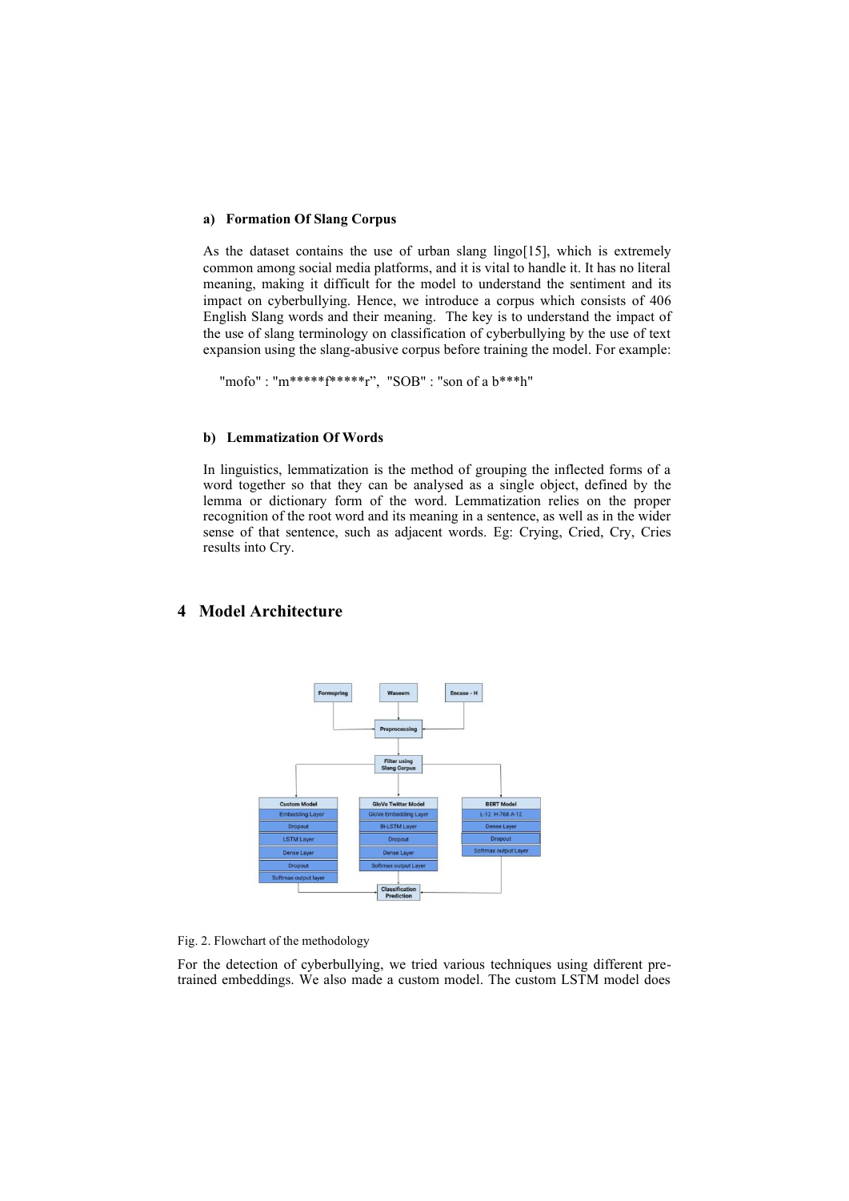#### a) Formation Of Slang Corpus

As the dataset contains the use of urban slang lingo[15], which is extremely common among social media platforms, and it is vital to handle it. It has no literal meaning, making it difficult for the model to understand the sentiment and its impact on cyberbullying. Hence, we introduce a corpus which consists of 406 English Slang words and their meaning. The key is to understand the impact of the use of slang terminology on classification of cyberbullying by the use of text expansion using the slang-abusive corpus before training the model. For example:

"mofo" : "m*****f*****r", "SOB" : "son of a b***h"

#### b) Lemmatization Of Words

In linguistics, lemmatization is the method of grouping the inflected forms of a word together so that they can be analysed as a single object, defined by the lemma or dictionary form of the word. Lemmatization relies on the proper recognition of the root word and its meaning in a sentence, as well as in the wider sense of that sentence, such as adjacent words. Eg: Crying, Cried, Cry, Cries results into Cry.

## 4 Model Architecture

Formspring | Waseem | Encase - H

Preprocessing

Filter using Slang Corpus

| Custom Model | GloVe Twitter Model | BERT Model |
|---|---|---|
| Embedding Layer | GloVe Embedding Layer | L-12 H-768 A-12 |
| Dropout | Bi-LSTM Layer | Dense Layer |
| LSTM Layer | Dropout | Dropout |
| Dense Layer | Dense Layer | Softmax output Layer |
| Dropout | Softmax output Layer | |
| Softmax output layer | | |

Classification Prediction

Fig. 2. Flowchart of the methodology

For the detection of cyberbullying, we tried various techniques using different pre-trained embeddings. We also made a custom model. The custom LSTM model does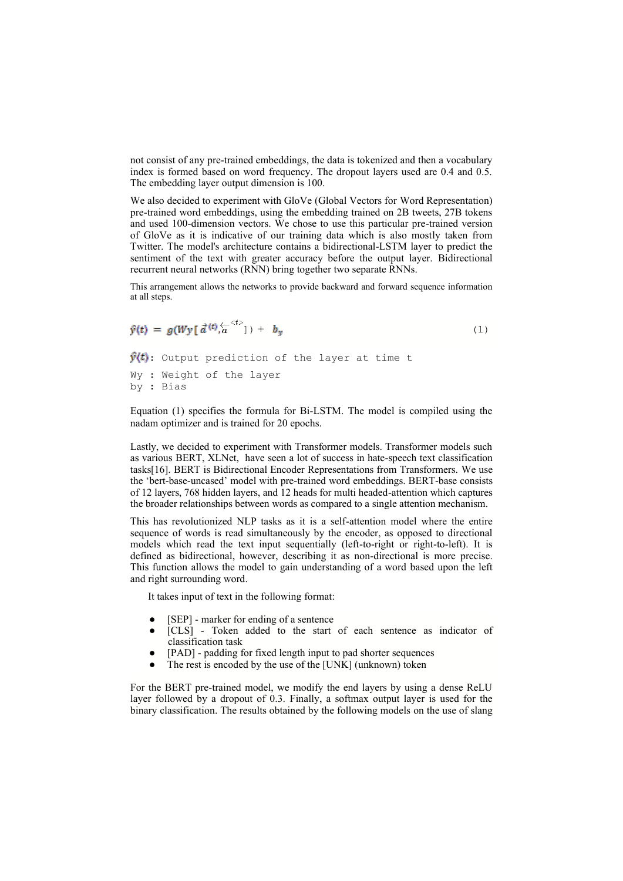not consist of any pre-trained embeddings, the data is tokenized and then a vocabulary index is formed based on word frequency. The dropout layers used are 0.4 and 0.5. The embedding layer output dimension is 100.

We also decided to experiment with GloVe (Global Vectors for Word Representation) pre-trained word embeddings, using the embedding trained on 2B tweets, 27B tokens and used 100-dimension vectors. We chose to use this particular pre-trained version of GloVe as it is indicative of our training data which is also mostly taken from Twitter. The model's architecture contains a bidirectional-LSTM layer to predict the sentiment of the text with greater accuracy before the output layer. Bidirectional recurrent neural networks (RNN) bring together two separate RNNs.

This arrangement allows the networks to provide backward and forward sequence information at all steps.

$$\hat{y}(t) = g(Wy[\vec{a}^{(t)}, \overleftarrow{a}^{<t>}]) + b_y \tag{1}$$

$\hat{y}(t)$: Output prediction of the layer at time t

Wy : Weight of the layer

by : Bias

Equation (1) specifies the formula for Bi-LSTM. The model is compiled using the nadam optimizer and is trained for 20 epochs.

Lastly, we decided to experiment with Transformer models. Transformer models such as various BERT, XLNet, have seen a lot of success in hate-speech text classification tasks[16]. BERT is Bidirectional Encoder Representations from Transformers. We use the 'bert-base-uncased' model with pre-trained word embeddings. BERT-base consists of 12 layers, 768 hidden layers, and 12 heads for multi headed-attention which captures the broader relationships between words as compared to a single attention mechanism.

This has revolutionized NLP tasks as it is a self-attention model where the entire sequence of words is read simultaneously by the encoder, as opposed to directional models which read the text input sequentially (left-to-right or right-to-left). It is defined as bidirectional, however, describing it as non-directional is more precise. This function allows the model to gain understanding of a word based upon the left and right surrounding word.

It takes input of text in the following format:

- [SEP] - marker for ending of a sentence
- [CLS] - Token added to the start of each sentence as indicator of classification task
- [PAD] - padding for fixed length input to pad shorter sequences
- The rest is encoded by the use of the [UNK] (unknown) token

For the BERT pre-trained model, we modify the end layers by using a dense ReLU layer followed by a dropout of 0.3. Finally, a softmax output layer is used for the binary classification. The results obtained by the following models on the use of slang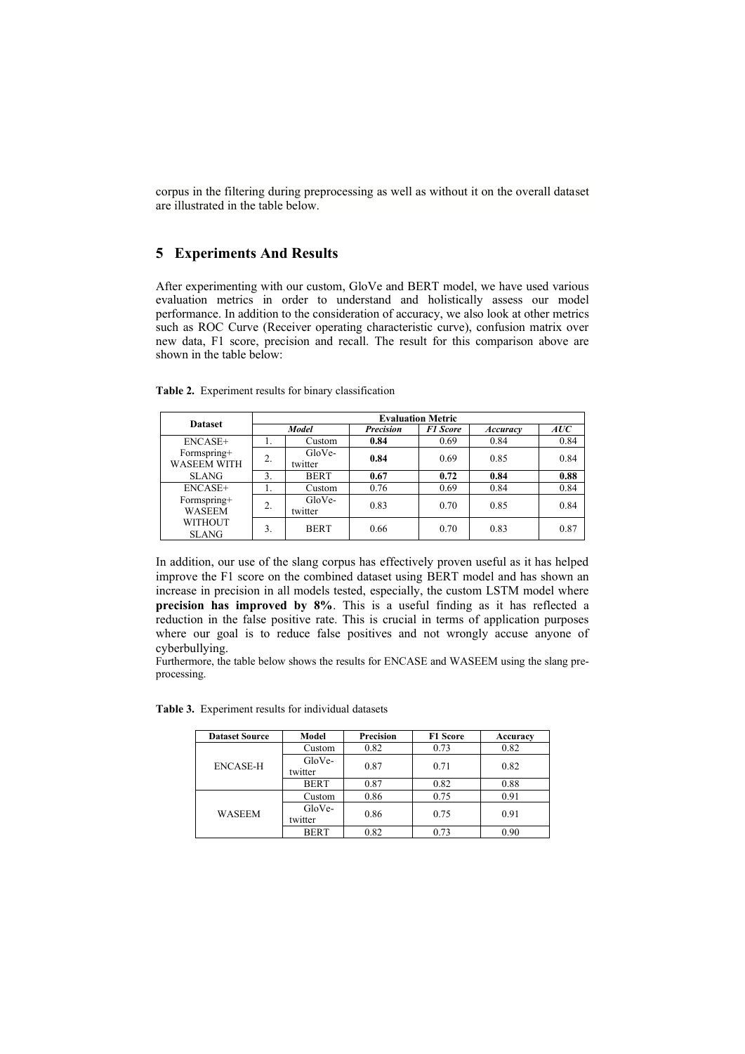corpus in the filtering during preprocessing as well as without it on the overall dataset are illustrated in the table below.

## 5 Experiments And Results

After experimenting with our custom, GloVe and BERT model, we have used various evaluation metrics in order to understand and holistically assess our model performance. In addition to the consideration of accuracy, we also look at other metrics such as ROC Curve (Receiver operating characteristic curve), confusion matrix over new data, F1 score, precision and recall. The result for this comparison above are shown in the table below:

**Table 2.** Experiment results for binary classification

| Dataset | Evaluation Metric | | | | | |
|---|---|---|---|---|---|---|
| | *Model* | | *Precision* | *F1 Score* | *Accuracy* | *AUC* |
| ENCASE+ Formspring+ WASEEM WITH SLANG | 1. | Custom | **0.84** | 0.69 | 0.84 | 0.84 |
| | 2. | GloVe-twitter | **0.84** | 0.69 | 0.85 | 0.84 |
| | 3. | BERT | **0.67** | **0.72** | **0.84** | **0.88** |
| ENCASE+ Formspring+ WASEEM WITHOUT SLANG | 1. | Custom | 0.76 | 0.69 | 0.84 | 0.84 |
| | 2. | GloVe-twitter | 0.83 | 0.70 | 0.85 | 0.84 |
| | 3. | BERT | 0.66 | 0.70 | 0.83 | 0.87 |

In addition, our use of the slang corpus has effectively proven useful as it has helped improve the F1 score on the combined dataset using BERT model and has shown an increase in precision in all models tested, especially, the custom LSTM model where **precision has improved by 8%**. This is a useful finding as it has reflected a reduction in the false positive rate. This is crucial in terms of application purposes where our goal is to reduce false positives and not wrongly accuse anyone of cyberbullying.

Furthermore, the table below shows the results for ENCASE and WASEEM using the slang pre-processing.

**Table 3.** Experiment results for individual datasets

| Dataset Source | Model | Precision | F1 Score | Accuracy |
|---|---|---|---|---|
| ENCASE-H | Custom | 0.82 | 0.73 | 0.82 |
| | GloVe-twitter | 0.87 | 0.71 | 0.82 |
| | BERT | 0.87 | 0.82 | 0.88 |
| WASEEM | Custom | 0.86 | 0.75 | 0.91 |
| | GloVe-twitter | 0.86 | 0.75 | 0.91 |
| | BERT | 0.82 | 0.73 | 0.90 |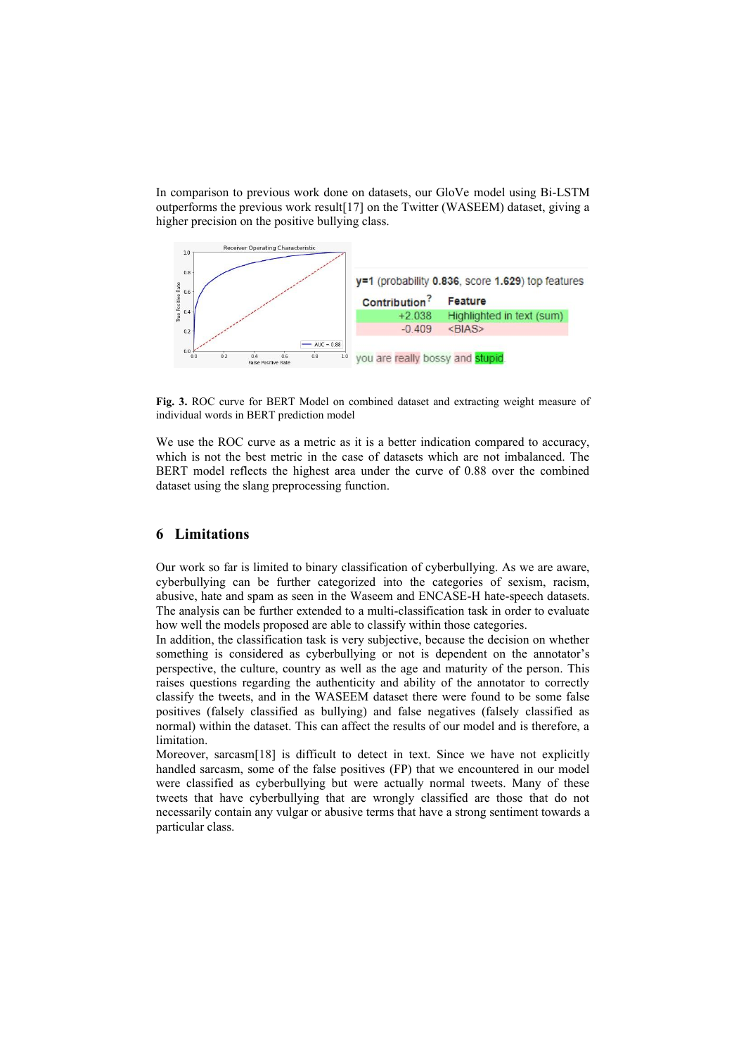In comparison to previous work done on datasets, our GloVe model using Bi-LSTM outperforms the previous work result[17] on the Twitter (WASEEM) dataset, giving a higher precision on the positive bullying class.

**Fig. 3.** ROC curve for BERT Model on combined dataset and extracting weight measure of individual words in BERT prediction model

We use the ROC curve as a metric as it is a better indication compared to accuracy, which is not the best metric in the case of datasets which are not imbalanced. The BERT model reflects the highest area under the curve of 0.88 over the combined dataset using the slang preprocessing function.

## 6 Limitations

Our work so far is limited to binary classification of cyberbullying. As we are aware, cyberbullying can be further categorized into the categories of sexism, racism, abusive, hate and spam as seen in the Waseem and ENCASE-H hate-speech datasets. The analysis can be further extended to a multi-classification task in order to evaluate how well the models proposed are able to classify within those categories.

In addition, the classification task is very subjective, because the decision on whether something is considered as cyberbullying or not is dependent on the annotator's perspective, the culture, country as well as the age and maturity of the person. This raises questions regarding the authenticity and ability of the annotator to correctly classify the tweets, and in the WASEEM dataset there were found to be some false positives (falsely classified as bullying) and false negatives (falsely classified as normal) within the dataset. This can affect the results of our model and is therefore, a limitation.

Moreover, sarcasm[18] is difficult to detect in text. Since we have not explicitly handled sarcasm, some of the false positives (FP) that we encountered in our model were classified as cyberbullying but were actually normal tweets. Many of these tweets that have cyberbullying that are wrongly classified are those that do not necessarily contain any vulgar or abusive terms that have a strong sentiment towards a particular class.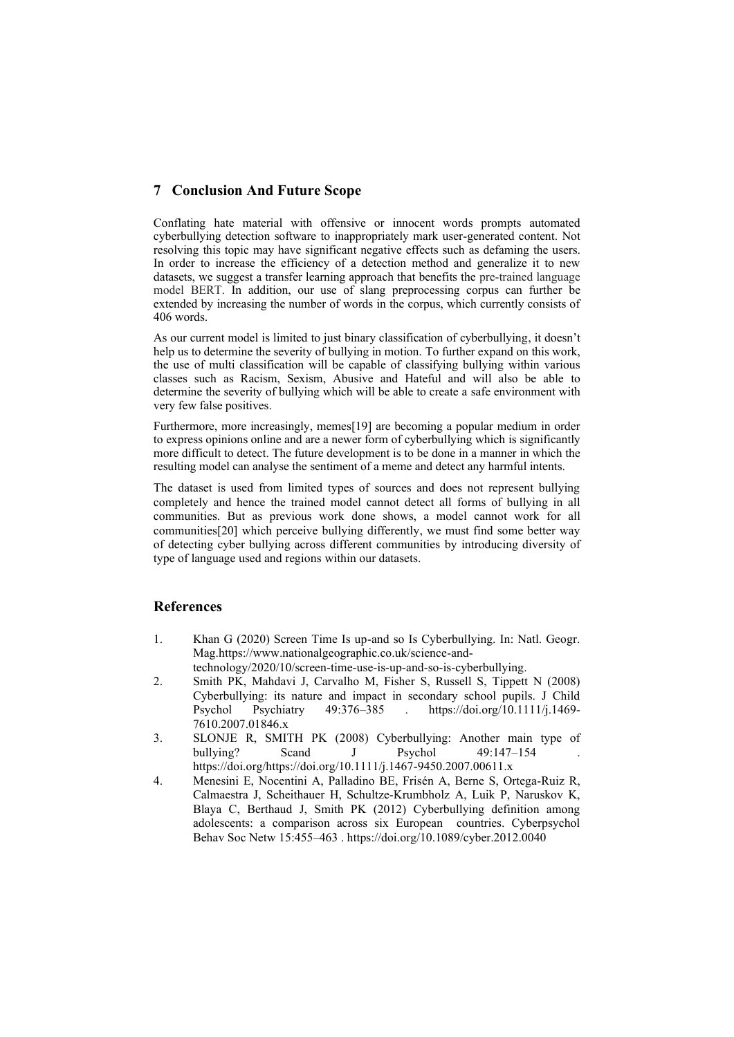## 7 Conclusion And Future Scope

Conflating hate material with offensive or innocent words prompts automated cyberbullying detection software to inappropriately mark user-generated content. Not resolving this topic may have significant negative effects such as defaming the users. In order to increase the efficiency of a detection method and generalize it to new datasets, we suggest a transfer learning approach that benefits the pre-trained language model BERT. In addition, our use of slang preprocessing corpus can further be extended by increasing the number of words in the corpus, which currently consists of 406 words.

As our current model is limited to just binary classification of cyberbullying, it doesn't help us to determine the severity of bullying in motion. To further expand on this work, the use of multi classification will be capable of classifying bullying within various classes such as Racism, Sexism, Abusive and Hateful and will also be able to determine the severity of bullying which will be able to create a safe environment with very few false positives.

Furthermore, more increasingly, memes[19] are becoming a popular medium in order to express opinions online and are a newer form of cyberbullying which is significantly more difficult to detect. The future development is to be done in a manner in which the resulting model can analyse the sentiment of a meme and detect any harmful intents.

The dataset is used from limited types of sources and does not represent bullying completely and hence the trained model cannot detect all forms of bullying in all communities. But as previous work done shows, a model cannot work for all communities[20] which perceive bullying differently, we must find some better way of detecting cyber bullying across different communities by introducing diversity of type of language used and regions within our datasets.

## References

1. Khan G (2020) Screen Time Is up-and so Is Cyberbullying. In: Natl. Geogr. Mag.https://www.nationalgeographic.co.uk/science-and-technology/2020/10/screen-time-use-is-up-and-so-is-cyberbullying.
2. Smith PK, Mahdavi J, Carvalho M, Fisher S, Russell S, Tippett N (2008) Cyberbullying: its nature and impact in secondary school pupils. J Child Psychol Psychiatry 49:376–385 . https://doi.org/10.1111/j.1469-7610.2007.01846.x
3. SLONJE R, SMITH PK (2008) Cyberbullying: Another main type of bullying? Scand J Psychol 49:147–154 . https://doi.org/https://doi.org/10.1111/j.1467-9450.2007.00611.x
4. Menesini E, Nocentini A, Palladino BE, Frisén A, Berne S, Ortega-Ruiz R, Calmaestra J, Scheithauer H, Schultze-Krumbholz A, Luik P, Naruskov K, Blaya C, Berthaud J, Smith PK (2012) Cyberbullying definition among adolescents: a comparison across six European countries. Cyberpsychol Behav Soc Netw 15:455–463 . https://doi.org/10.1089/cyber.2012.0040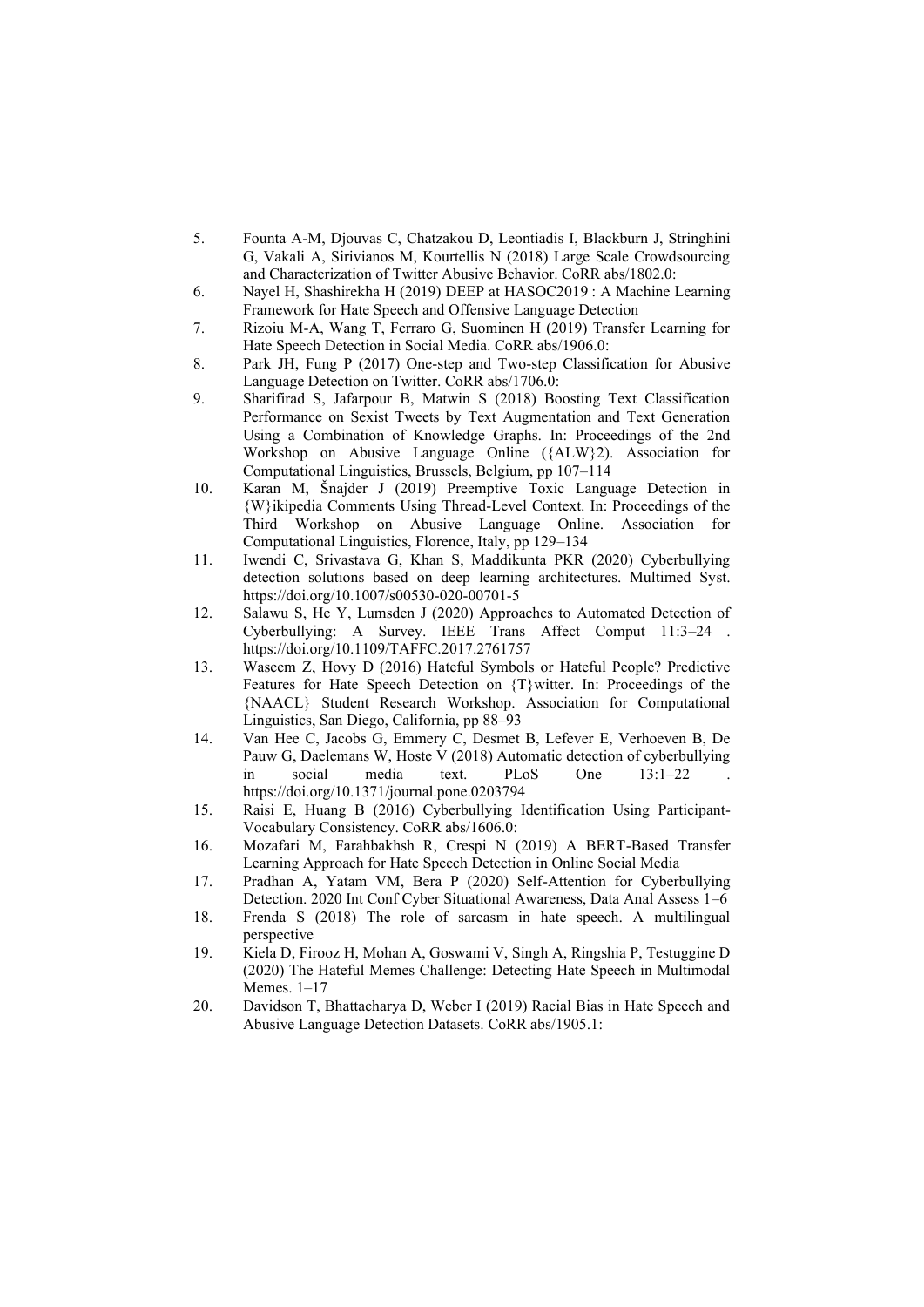5. Founta A-M, Djouvas C, Chatzakou D, Leontiadis I, Blackburn J, Stringhini G, Vakali A, Sirivianos M, Kourtellis N (2018) Large Scale Crowdsourcing and Characterization of Twitter Abusive Behavior. CoRR abs/1802.0:
6. Nayel H, Shashirekha H (2019) DEEP at HASOC2019 : A Machine Learning Framework for Hate Speech and Offensive Language Detection
7. Rizoiu M-A, Wang T, Ferraro G, Suominen H (2019) Transfer Learning for Hate Speech Detection in Social Media. CoRR abs/1906.0:
8. Park JH, Fung P (2017) One-step and Two-step Classification for Abusive Language Detection on Twitter. CoRR abs/1706.0:
9. Sharifirad S, Jafarpour B, Matwin S (2018) Boosting Text Classification Performance on Sexist Tweets by Text Augmentation and Text Generation Using a Combination of Knowledge Graphs. In: Proceedings of the 2nd Workshop on Abusive Language Online ({ALW}2). Association for Computational Linguistics, Brussels, Belgium, pp 107–114
10. Karan M, Šnajder J (2019) Preemptive Toxic Language Detection in {W}ikipedia Comments Using Thread-Level Context. In: Proceedings of the Third Workshop on Abusive Language Online. Association for Computational Linguistics, Florence, Italy, pp 129–134
11. Iwendi C, Srivastava G, Khan S, Maddikunta PKR (2020) Cyberbullying detection solutions based on deep learning architectures. Multimed Syst. https://doi.org/10.1007/s00530-020-00701-5
12. Salawu S, He Y, Lumsden J (2020) Approaches to Automated Detection of Cyberbullying: A Survey. IEEE Trans Affect Comput 11:3–24 . https://doi.org/10.1109/TAFFC.2017.2761757
13. Waseem Z, Hovy D (2016) Hateful Symbols or Hateful People? Predictive Features for Hate Speech Detection on {T}witter. In: Proceedings of the {NAACL} Student Research Workshop. Association for Computational Linguistics, San Diego, California, pp 88–93
14. Van Hee C, Jacobs G, Emmery C, Desmet B, Lefever E, Verhoeven B, De Pauw G, Daelemans W, Hoste V (2018) Automatic detection of cyberbullying in social media text. PLoS One 13:1–22 . https://doi.org/10.1371/journal.pone.0203794
15. Raisi E, Huang B (2016) Cyberbullying Identification Using Participant-Vocabulary Consistency. CoRR abs/1606.0:
16. Mozafari M, Farahbakhsh R, Crespi N (2019) A BERT-Based Transfer Learning Approach for Hate Speech Detection in Online Social Media
17. Pradhan A, Yatam VM, Bera P (2020) Self-Attention for Cyberbullying Detection. 2020 Int Conf Cyber Situational Awareness, Data Anal Assess 1–6
18. Frenda S (2018) The role of sarcasm in hate speech. A multilingual perspective
19. Kiela D, Firooz H, Mohan A, Goswami V, Singh A, Ringshia P, Testuggine D (2020) The Hateful Memes Challenge: Detecting Hate Speech in Multimodal Memes. 1–17
20. Davidson T, Bhattacharya D, Weber I (2019) Racial Bias in Hate Speech and Abusive Language Detection Datasets. CoRR abs/1905.1: